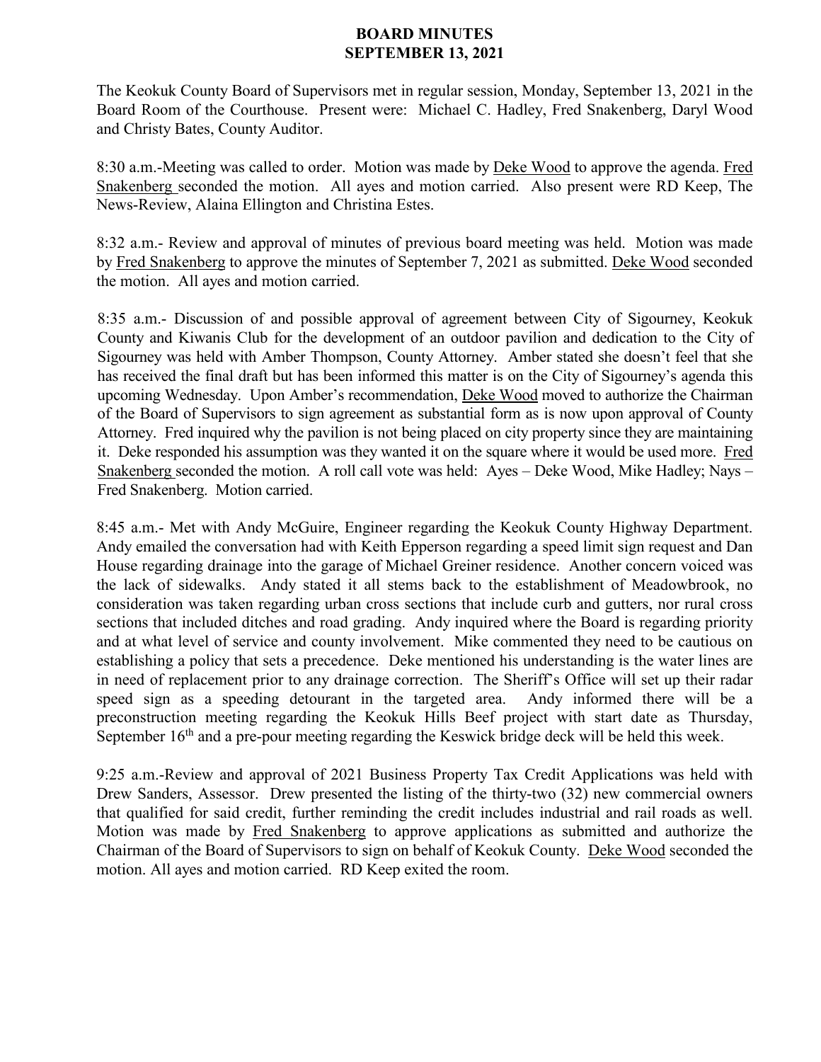# BOARD MINUTES
## SEPTEMBER 13, 2021

The Keokuk County Board of Supervisors met in regular session, Monday, September 13, 2021 in the Board Room of the Courthouse. Present were: Michael C. Hadley, Fred Snakenberg, Daryl Wood and Christy Bates, County Auditor.

8:30 a.m.-Meeting was called to order. Motion was made by Deke Wood to approve the agenda. Fred Snakenberg seconded the motion. All ayes and motion carried. Also present were RD Keep, The News-Review, Alaina Ellington and Christina Estes.

8:32 a.m.- Review and approval of minutes of previous board meeting was held. Motion was made by Fred Snakenberg to approve the minutes of September 7, 2021 as submitted. Deke Wood seconded the motion. All ayes and motion carried.

8:35 a.m.- Discussion of and possible approval of agreement between City of Sigourney, Keokuk County and Kiwanis Club for the development of an outdoor pavilion and dedication to the City of Sigourney was held with Amber Thompson, County Attorney. Amber stated she doesn't feel that she has received the final draft but has been informed this matter is on the City of Sigourney's agenda this upcoming Wednesday. Upon Amber's recommendation, Deke Wood moved to authorize the Chairman of the Board of Supervisors to sign agreement as substantial form as is now upon approval of County Attorney. Fred inquired why the pavilion is not being placed on city property since they are maintaining it. Deke responded his assumption was they wanted it on the square where it would be used more. Fred Snakenberg seconded the motion. A roll call vote was held: Ayes – Deke Wood, Mike Hadley; Nays – Fred Snakenberg. Motion carried.

8:45 a.m.- Met with Andy McGuire, Engineer regarding the Keokuk County Highway Department. Andy emailed the conversation had with Keith Epperson regarding a speed limit sign request and Dan House regarding drainage into the garage of Michael Greiner residence. Another concern voiced was the lack of sidewalks. Andy stated it all stems back to the establishment of Meadowbrook, no consideration was taken regarding urban cross sections that include curb and gutters, nor rural cross sections that included ditches and road grading. Andy inquired where the Board is regarding priority and at what level of service and county involvement. Mike commented they need to be cautious on establishing a policy that sets a precedence. Deke mentioned his understanding is the water lines are in need of replacement prior to any drainage correction. The Sheriff's Office will set up their radar speed sign as a speeding detourant in the targeted area. Andy informed there will be a preconstruction meeting regarding the Keokuk Hills Beef project with start date as Thursday, September 16th and a pre-pour meeting regarding the Keswick bridge deck will be held this week.

9:25 a.m.-Review and approval of 2021 Business Property Tax Credit Applications was held with Drew Sanders, Assessor. Drew presented the listing of the thirty-two (32) new commercial owners that qualified for said credit, further reminding the credit includes industrial and rail roads as well. Motion was made by Fred Snakenberg to approve applications as submitted and authorize the Chairman of the Board of Supervisors to sign on behalf of Keokuk County. Deke Wood seconded the motion. All ayes and motion carried. RD Keep exited the room.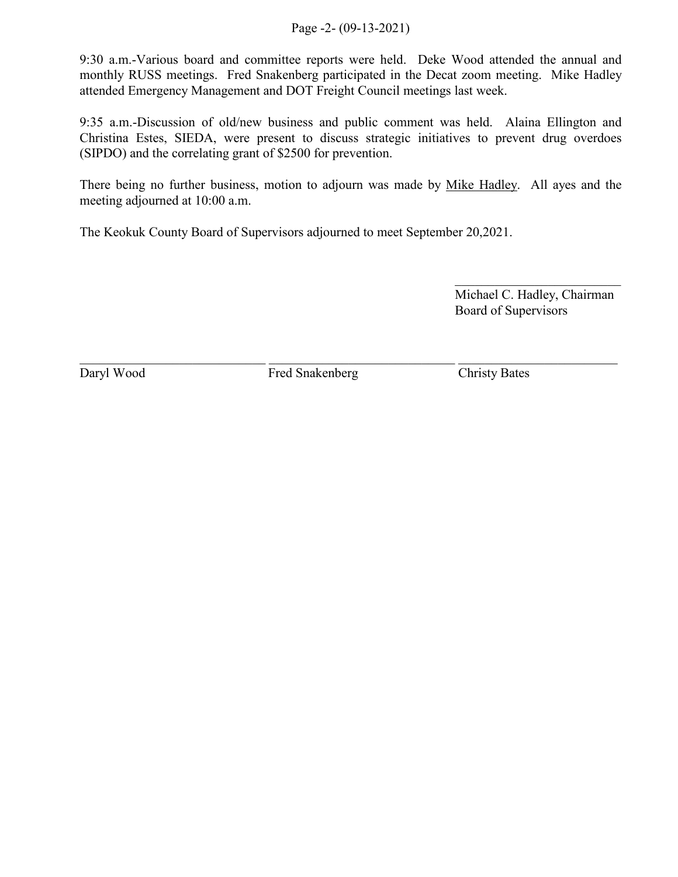9:30 a.m.-Various board and committee reports were held. Deke Wood attended the annual and monthly RUSS meetings. Fred Snakenberg participated in the Decat zoom meeting. Mike Hadley attended Emergency Management and DOT Freight Council meetings last week.

9:35 a.m.-Discussion of old/new business and public comment was held. Alaina Ellington and Christina Estes, SIEDA, were present to discuss strategic initiatives to prevent drug overdoes (SIPDO) and the correlating grant of $2500 for prevention.

There being no further business, motion to adjourn was made by Mike Hadley. All ayes and the meeting adjourned at 10:00 a.m.

The Keokuk County Board of Supervisors adjourned to meet September 20,2021.

\_\_\_\_\_\_\_\_\_\_\_\_\_\_\_\_\_\_\_\_\_\_\_\_\_
Michael C. Hadley, Chairman
Board of Supervisors

\_\_\_\_\_\_\_\_\_\_\_\_\_\_\_\_\_\_\_\_\_\_\_\_\_
Daryl Wood

\_\_\_\_\_\_\_\_\_\_\_\_\_\_\_\_\_\_\_\_\_\_\_\_\_
Fred Snakenberg

\_\_\_\_\_\_\_\_\_\_\_\_\_\_\_\_\_\_\_\_\_\_\_\_\_
Christy Bates